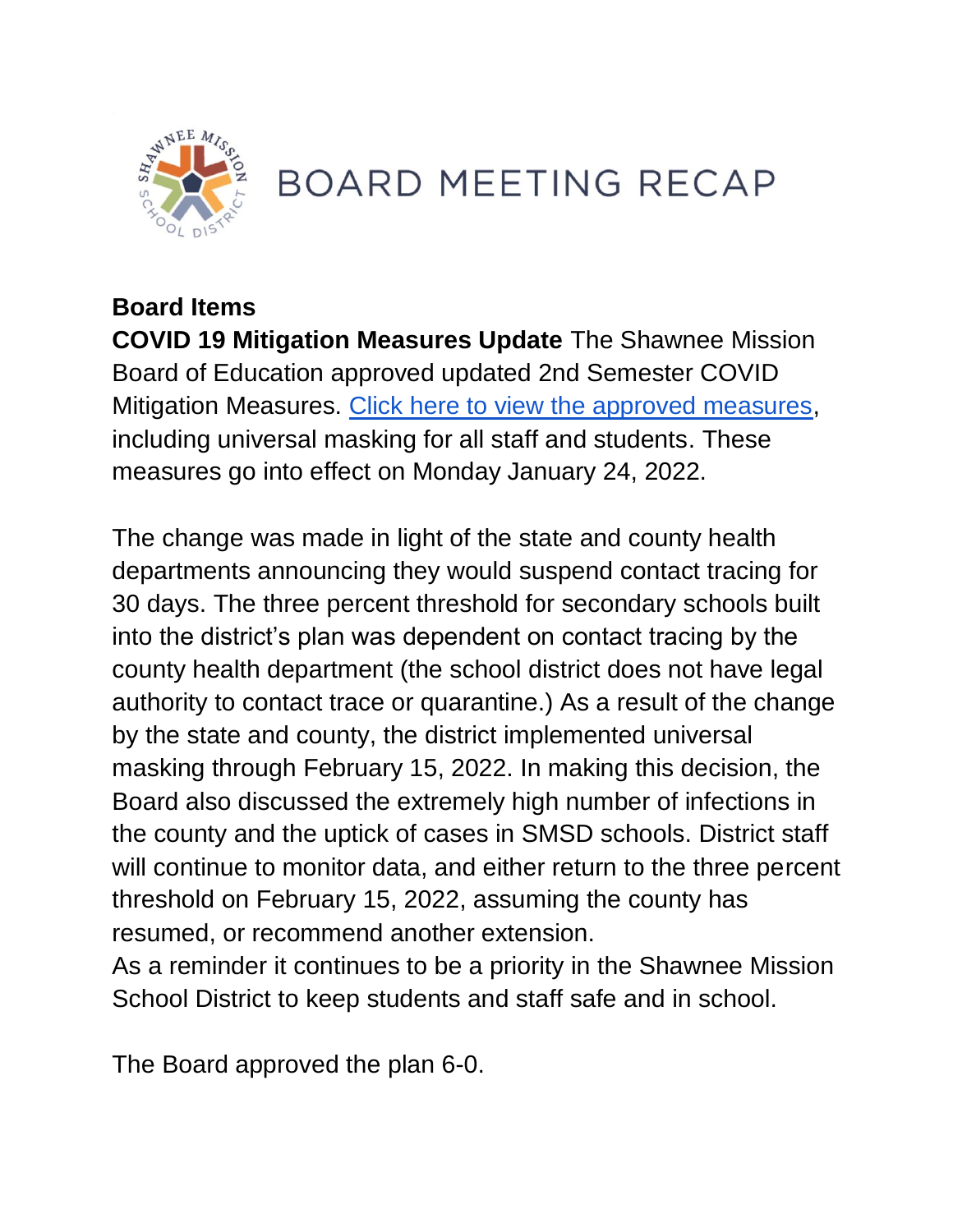# BOARD MEETING RECAP

**Board Items**

**COVID 19 Mitigation Measures Update** The Shawnee Mission Board of Education approved updated 2nd Semester COVID Mitigation Measures. Click here to view the approved measures, including universal masking for all staff and students. These measures go into effect on Monday January 24, 2022.

The change was made in light of the state and county health departments announcing they would suspend contact tracing for 30 days. The three percent threshold for secondary schools built into the district's plan was dependent on contact tracing by the county health department (the school district does not have legal authority to contact trace or quarantine.) As a result of the change by the state and county, the district implemented universal masking through February 15, 2022. In making this decision, the Board also discussed the extremely high number of infections in the county and the uptick of cases in SMSD schools. District staff will continue to monitor data, and either return to the three percent threshold on February 15, 2022, assuming the county has resumed, or recommend another extension.

As a reminder it continues to be a priority in the Shawnee Mission School District to keep students and staff safe and in school.

The Board approved the plan 6-0.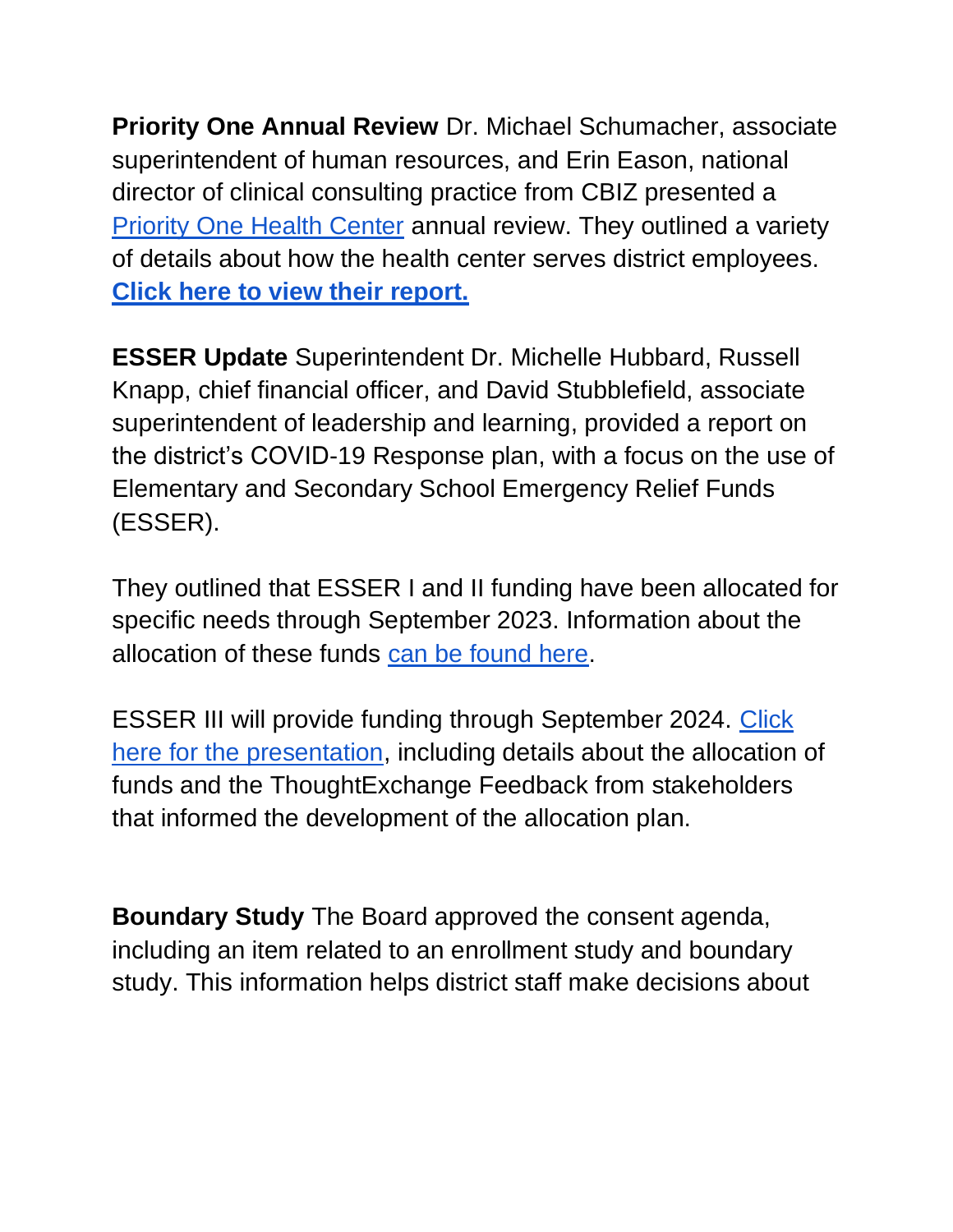**Priority One Annual Review** Dr. Michael Schumacher, associate superintendent of human resources, and Erin Eason, national director of clinical consulting practice from CBIZ presented a Priority One Health Center annual review. They outlined a variety of details about how the health center serves district employees. **Click here to view their report.**

**ESSER Update** Superintendent Dr. Michelle Hubbard, Russell Knapp, chief financial officer, and David Stubblefield, associate superintendent of leadership and learning, provided a report on the district's COVID-19 Response plan, with a focus on the use of Elementary and Secondary School Emergency Relief Funds (ESSER).

They outlined that ESSER I and II funding have been allocated for specific needs through September 2023. Information about the allocation of these funds can be found here.

ESSER III will provide funding through September 2024. Click here for the presentation, including details about the allocation of funds and the ThoughtExchange Feedback from stakeholders that informed the development of the allocation plan.

**Boundary Study** The Board approved the consent agenda, including an item related to an enrollment study and boundary study. This information helps district staff make decisions about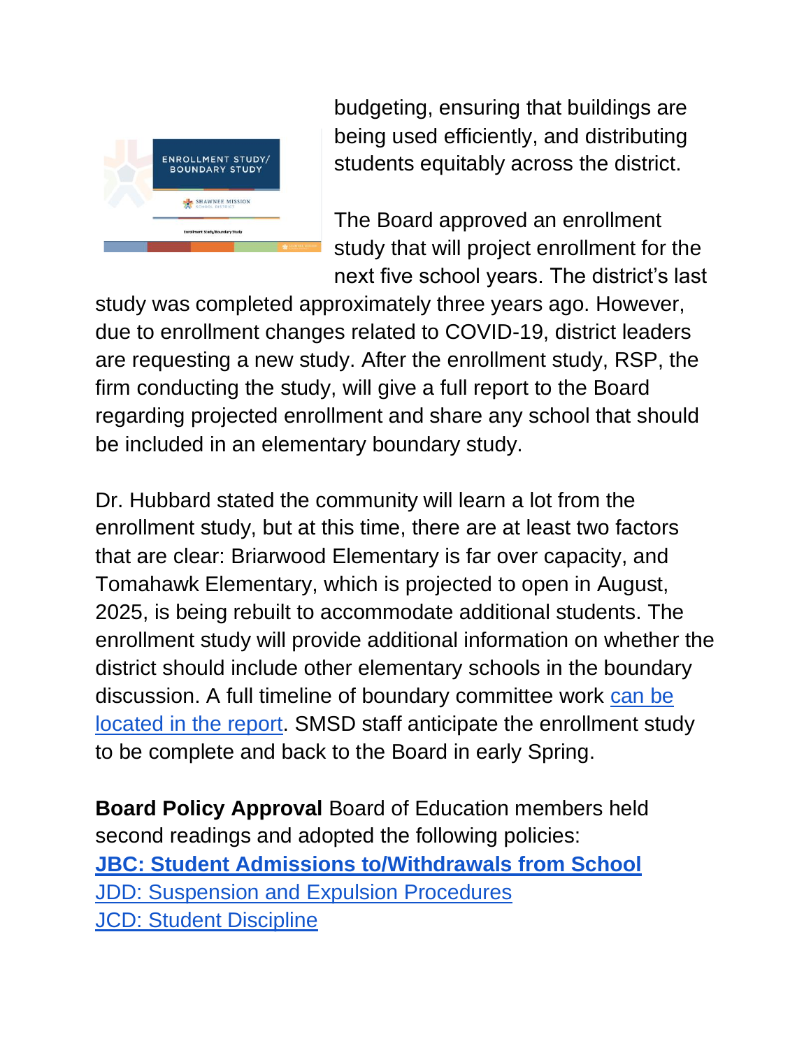budgeting, ensuring that buildings are being used efficiently, and distributing students equitably across the district.

The Board approved an enrollment study that will project enrollment for the next five school years. The district's last study was completed approximately three years ago. However, due to enrollment changes related to COVID-19, district leaders are requesting a new study. After the enrollment study, RSP, the firm conducting the study, will give a full report to the Board regarding projected enrollment and share any school that should be included in an elementary boundary study.

Dr. Hubbard stated the community will learn a lot from the enrollment study, but at this time, there are at least two factors that are clear: Briarwood Elementary is far over capacity, and Tomahawk Elementary, which is projected to open in August, 2025, is being rebuilt to accommodate additional students. The enrollment study will provide additional information on whether the district should include other elementary schools in the boundary discussion. A full timeline of boundary committee work can be located in the report. SMSD staff anticipate the enrollment study to be complete and back to the Board in early Spring.

**Board Policy Approval** Board of Education members held second readings and adopted the following policies:

**JBC: Student Admissions to/Withdrawals from School**
JDD: Suspension and Expulsion Procedures
JCD: Student Discipline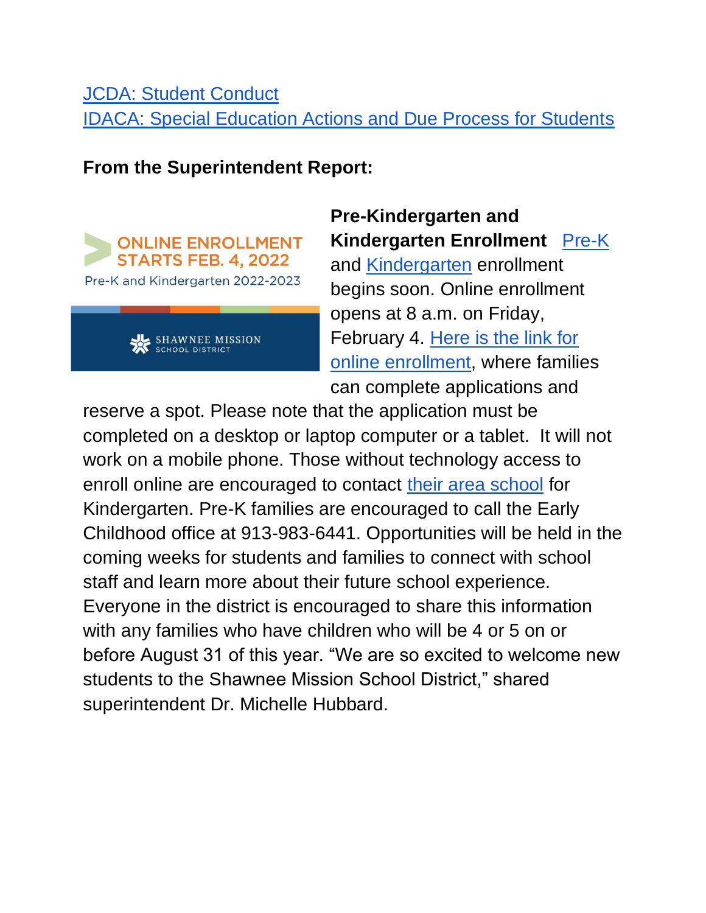JCDA: Student Conduct
IDACA: Special Education Actions and Due Process for Students

**From the Superintendent Report:**

**Pre-Kindergarten and Kindergarten Enrollment** Pre-K and Kindergarten enrollment begins soon. Online enrollment opens at 8 a.m. on Friday, February 4. Here is the link for online enrollment, where families can complete applications and reserve a spot. Please note that the application must be completed on a desktop or laptop computer or a tablet. It will not work on a mobile phone. Those without technology access to enroll online are encouraged to contact their area school for Kindergarten. Pre-K families are encouraged to call the Early Childhood office at 913-983-6441. Opportunities will be held in the coming weeks for students and families to connect with school staff and learn more about their future school experience. Everyone in the district is encouraged to share this information with any families who have children who will be 4 or 5 on or before August 31 of this year. "We are so excited to welcome new students to the Shawnee Mission School District," shared superintendent Dr. Michelle Hubbard.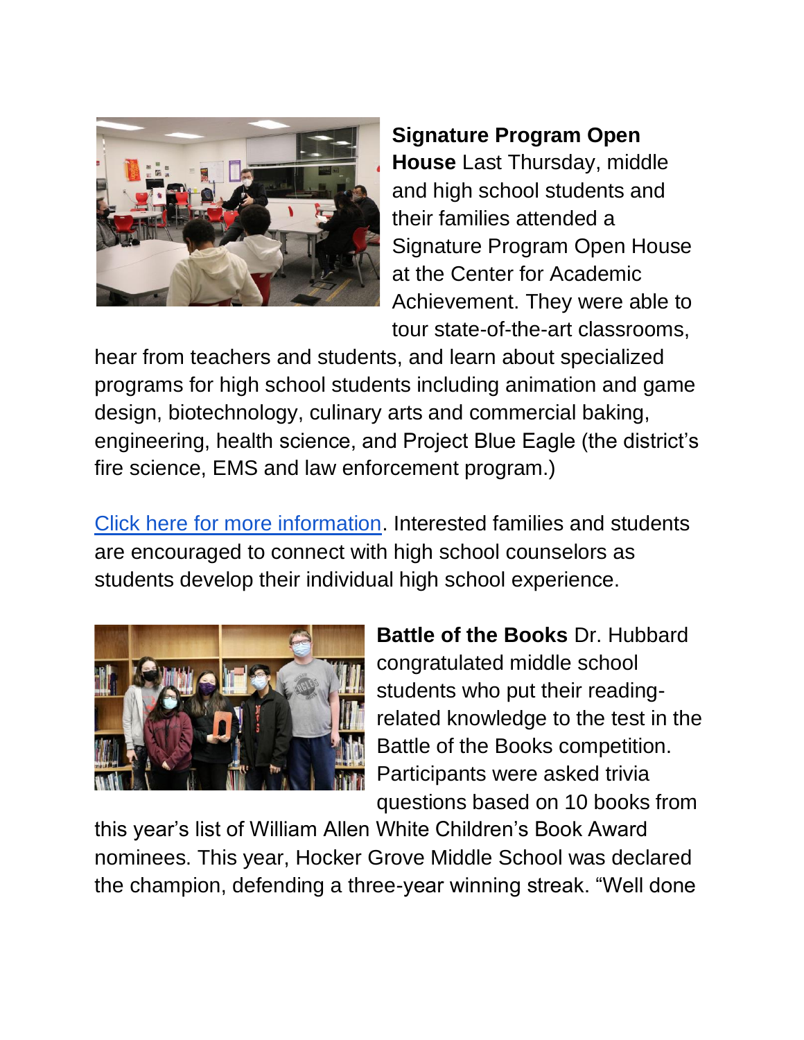**Signature Program Open House** Last Thursday, middle and high school students and their families attended a Signature Program Open House at the Center for Academic Achievement. They were able to tour state-of-the-art classrooms, hear from teachers and students, and learn about specialized programs for high school students including animation and game design, biotechnology, culinary arts and commercial baking, engineering, health science, and Project Blue Eagle (the district's fire science, EMS and law enforcement program.)

Click here for more information. Interested families and students are encouraged to connect with high school counselors as students develop their individual high school experience.

**Battle of the Books** Dr. Hubbard congratulated middle school students who put their reading-related knowledge to the test in the Battle of the Books competition. Participants were asked trivia questions based on 10 books from this year's list of William Allen White Children's Book Award nominees. This year, Hocker Grove Middle School was declared the champion, defending a three-year winning streak. "Well done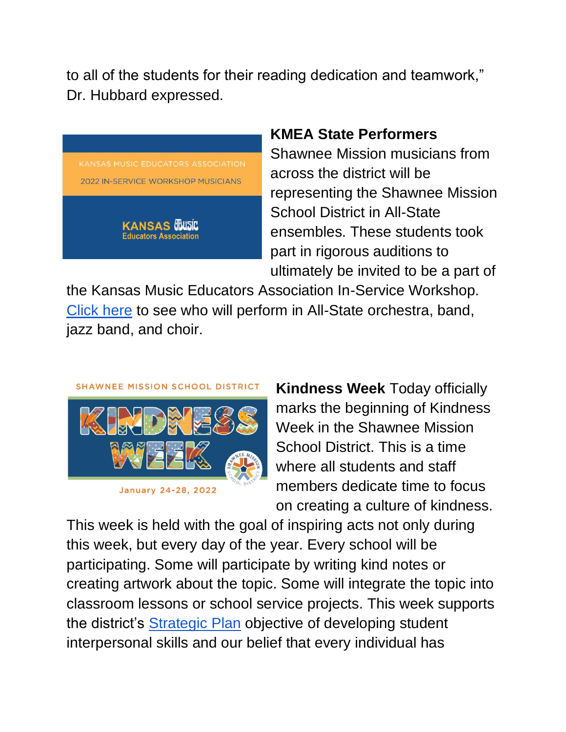to all of the students for their reading dedication and teamwork," Dr. Hubbard expressed.

**KMEA State Performers** Shawnee Mission musicians from across the district will be representing the Shawnee Mission School District in All-State ensembles. These students took part in rigorous auditions to ultimately be invited to be a part of the Kansas Music Educators Association In-Service Workshop. [Click here](#) to see who will perform in All-State orchestra, band, jazz band, and choir.

**Kindness Week** Today officially marks the beginning of Kindness Week in the Shawnee Mission School District. This is a time where all students and staff members dedicate time to focus on creating a culture of kindness. This week is held with the goal of inspiring acts not only during this week, but every day of the year. Every school will be participating. Some will participate by writing kind notes or creating artwork about the topic. Some will integrate the topic into classroom lessons or school service projects. This week supports the district's [Strategic Plan](#) objective of developing student interpersonal skills and our belief that every individual has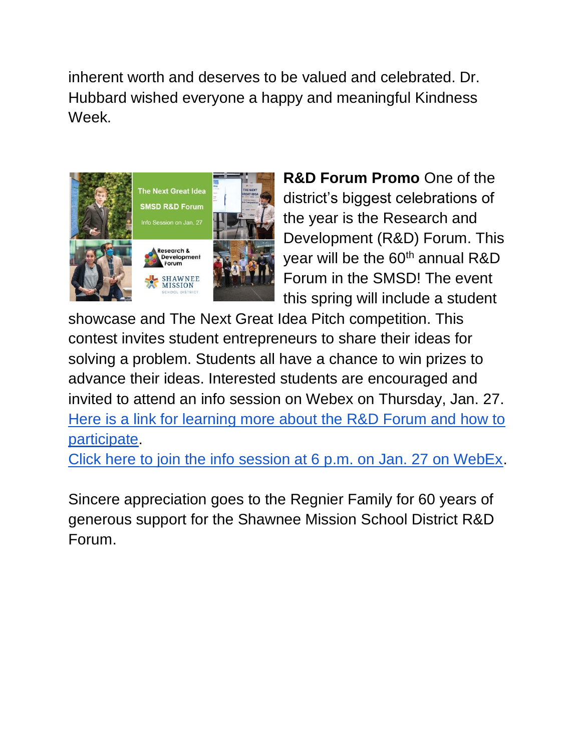inherent worth and deserves to be valued and celebrated. Dr. Hubbard wished everyone a happy and meaningful Kindness Week.

**R&D Forum Promo** One of the district's biggest celebrations of the year is the Research and Development (R&D) Forum. This year will be the 60th annual R&D Forum in the SMSD! The event this spring will include a student showcase and The Next Great Idea Pitch competition. This contest invites student entrepreneurs to share their ideas for solving a problem. Students all have a chance to win prizes to advance their ideas. Interested students are encouraged and invited to attend an info session on Webex on Thursday, Jan. 27. Here is a link for learning more about the R&D Forum and how to participate.
Click here to join the info session at 6 p.m. on Jan. 27 on WebEx.

Sincere appreciation goes to the Regnier Family for 60 years of generous support for the Shawnee Mission School District R&D Forum.